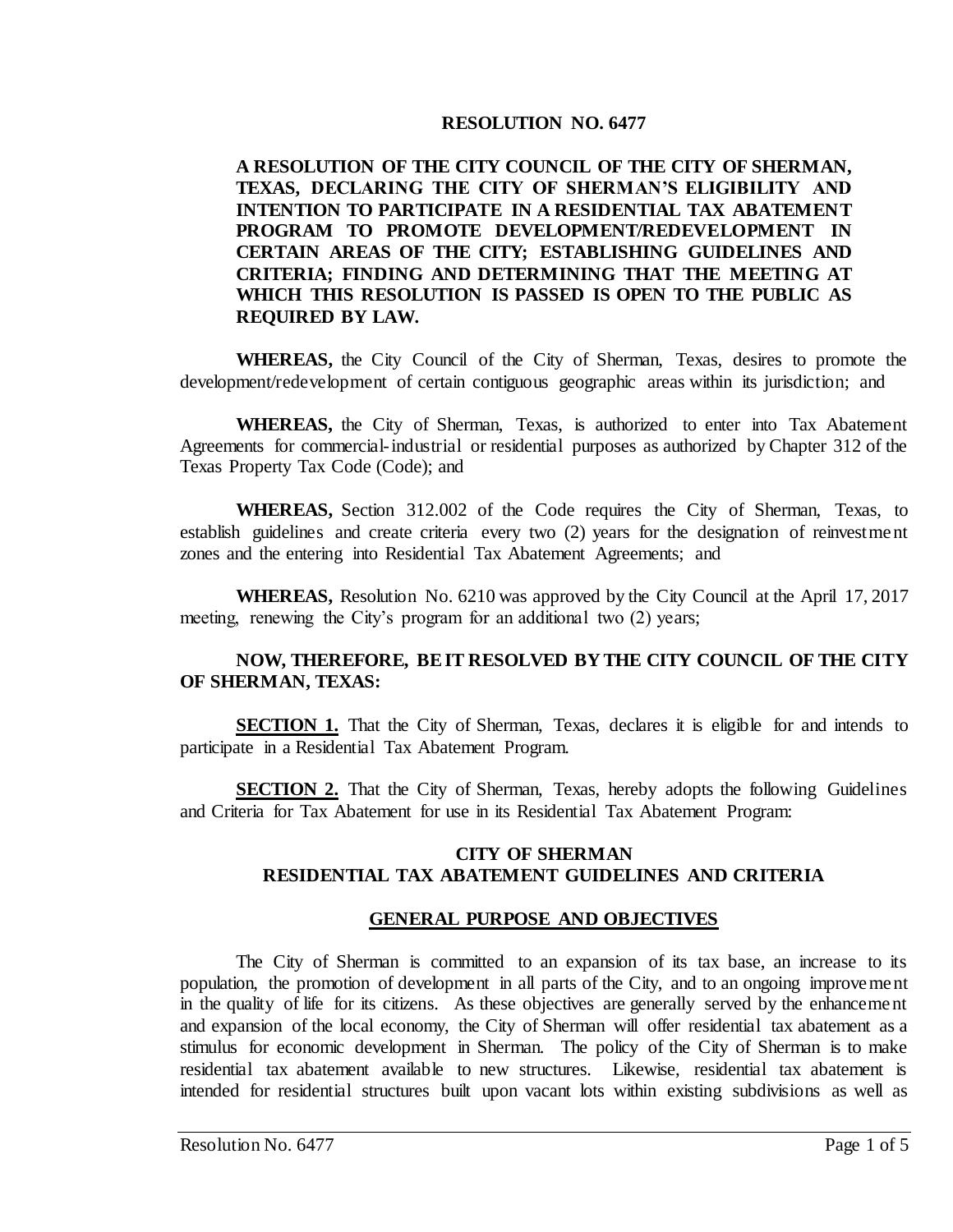# RESOLUTION NO. 6477

**A RESOLUTION OF THE CITY COUNCIL OF THE CITY OF SHERMAN, TEXAS, DECLARING THE CITY OF SHERMAN'S ELIGIBILITY AND INTENTION TO PARTICIPATE IN A RESIDENTIAL TAX ABATEMENT PROGRAM TO PROMOTE DEVELOPMENT/REDEVELOPMENT IN CERTAIN AREAS OF THE CITY; ESTABLISHING GUIDELINES AND CRITERIA; FINDING AND DETERMINING THAT THE MEETING AT WHICH THIS RESOLUTION IS PASSED IS OPEN TO THE PUBLIC AS REQUIRED BY LAW.**

**WHEREAS,** the City Council of the City of Sherman, Texas, desires to promote the development/redevelopment of certain contiguous geographic areas within its jurisdiction; and

**WHEREAS,** the City of Sherman, Texas, is authorized to enter into Tax Abatement Agreements for commercial-industrial or residential purposes as authorized by Chapter 312 of the Texas Property Tax Code (Code); and

**WHEREAS,** Section 312.002 of the Code requires the City of Sherman, Texas, to establish guidelines and create criteria every two (2) years for the designation of reinvestment zones and the entering into Residential Tax Abatement Agreements; and

**WHEREAS,** Resolution No. 6210 was approved by the City Council at the April 17, 2017 meeting, renewing the City's program for an additional two (2) years;

**NOW, THEREFORE, BE IT RESOLVED BY THE CITY COUNCIL OF THE CITY OF SHERMAN, TEXAS:**

**SECTION 1.** That the City of Sherman, Texas, declares it is eligible for and intends to participate in a Residential Tax Abatement Program.

**SECTION 2.** That the City of Sherman, Texas, hereby adopts the following Guidelines and Criteria for Tax Abatement for use in its Residential Tax Abatement Program:

## CITY OF SHERMAN
## RESIDENTIAL TAX ABATEMENT GUIDELINES AND CRITERIA

### GENERAL PURPOSE AND OBJECTIVES

The City of Sherman is committed to an expansion of its tax base, an increase to its population, the promotion of development in all parts of the City, and to an ongoing improvement in the quality of life for its citizens. As these objectives are generally served by the enhancement and expansion of the local economy, the City of Sherman will offer residential tax abatement as a stimulus for economic development in Sherman. The policy of the City of Sherman is to make residential tax abatement available to new structures. Likewise, residential tax abatement is intended for residential structures built upon vacant lots within existing subdivisions as well as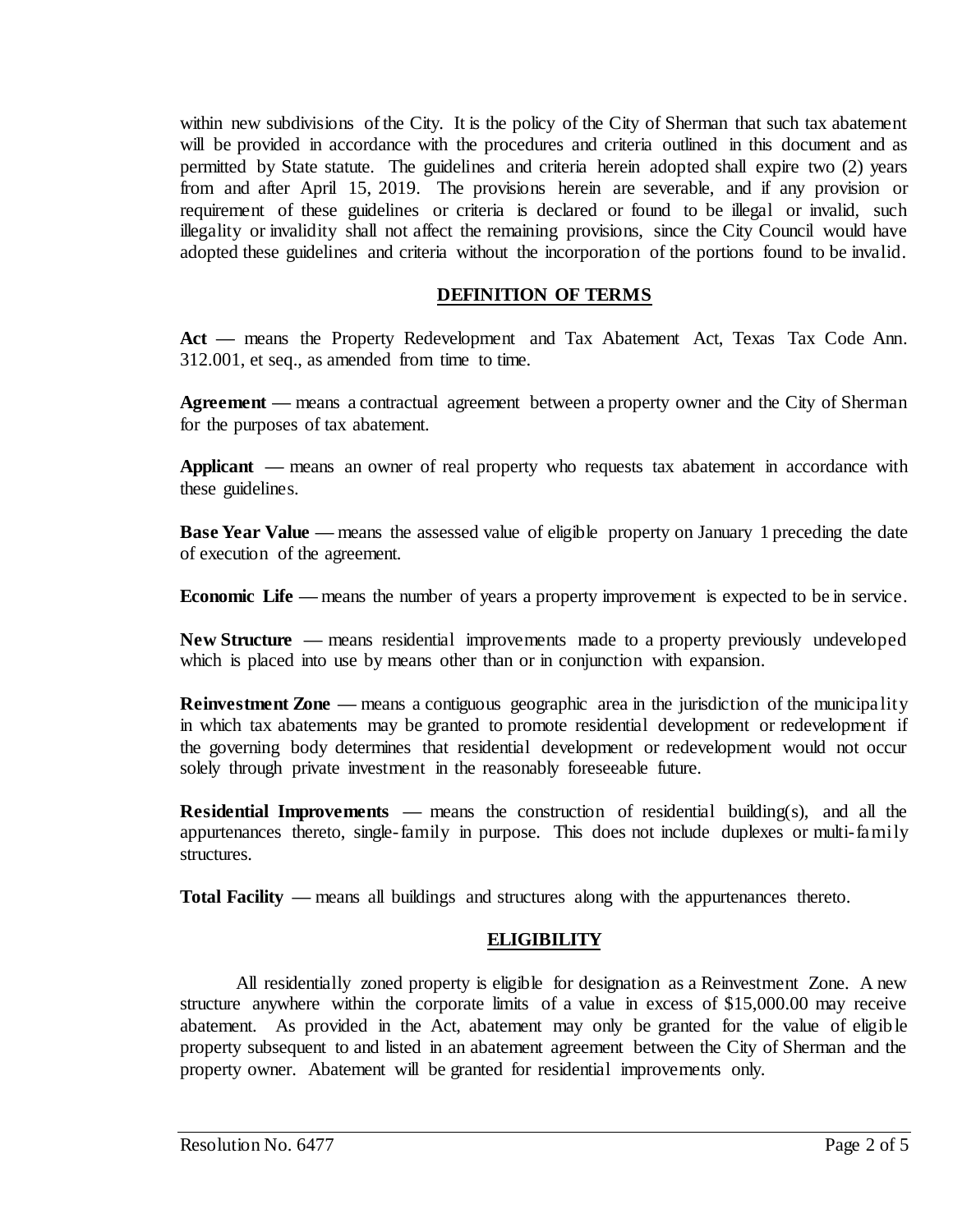within new subdivisions of the City. It is the policy of the City of Sherman that such tax abatement will be provided in accordance with the procedures and criteria outlined in this document and as permitted by State statute. The guidelines and criteria herein adopted shall expire two (2) years from and after April 15, 2019. The provisions herein are severable, and if any provision or requirement of these guidelines or criteria is declared or found to be illegal or invalid, such illegality or invalidity shall not affect the remaining provisions, since the City Council would have adopted these guidelines and criteria without the incorporation of the portions found to be invalid.

## DEFINITION OF TERMS

**Act** — means the Property Redevelopment and Tax Abatement Act, Texas Tax Code Ann. 312.001, et seq., as amended from time to time.

**Agreement** — means a contractual agreement between a property owner and the City of Sherman for the purposes of tax abatement.

**Applicant** — means an owner of real property who requests tax abatement in accordance with these guidelines.

**Base Year Value** — means the assessed value of eligible property on January 1 preceding the date of execution of the agreement.

**Economic Life** — means the number of years a property improvement is expected to be in service.

**New Structure** — means residential improvements made to a property previously undeveloped which is placed into use by means other than or in conjunction with expansion.

**Reinvestment Zone** — means a contiguous geographic area in the jurisdiction of the municipality in which tax abatements may be granted to promote residential development or redevelopment if the governing body determines that residential development or redevelopment would not occur solely through private investment in the reasonably foreseeable future.

**Residential Improvements** — means the construction of residential building(s), and all the appurtenances thereto, single-family in purpose. This does not include duplexes or multi-family structures.

**Total Facility** — means all buildings and structures along with the appurtenances thereto.

## ELIGIBILITY

All residentially zoned property is eligible for designation as a Reinvestment Zone. A new structure anywhere within the corporate limits of a value in excess of $15,000.00 may receive abatement. As provided in the Act, abatement may only be granted for the value of eligible property subsequent to and listed in an abatement agreement between the City of Sherman and the property owner. Abatement will be granted for residential improvements only.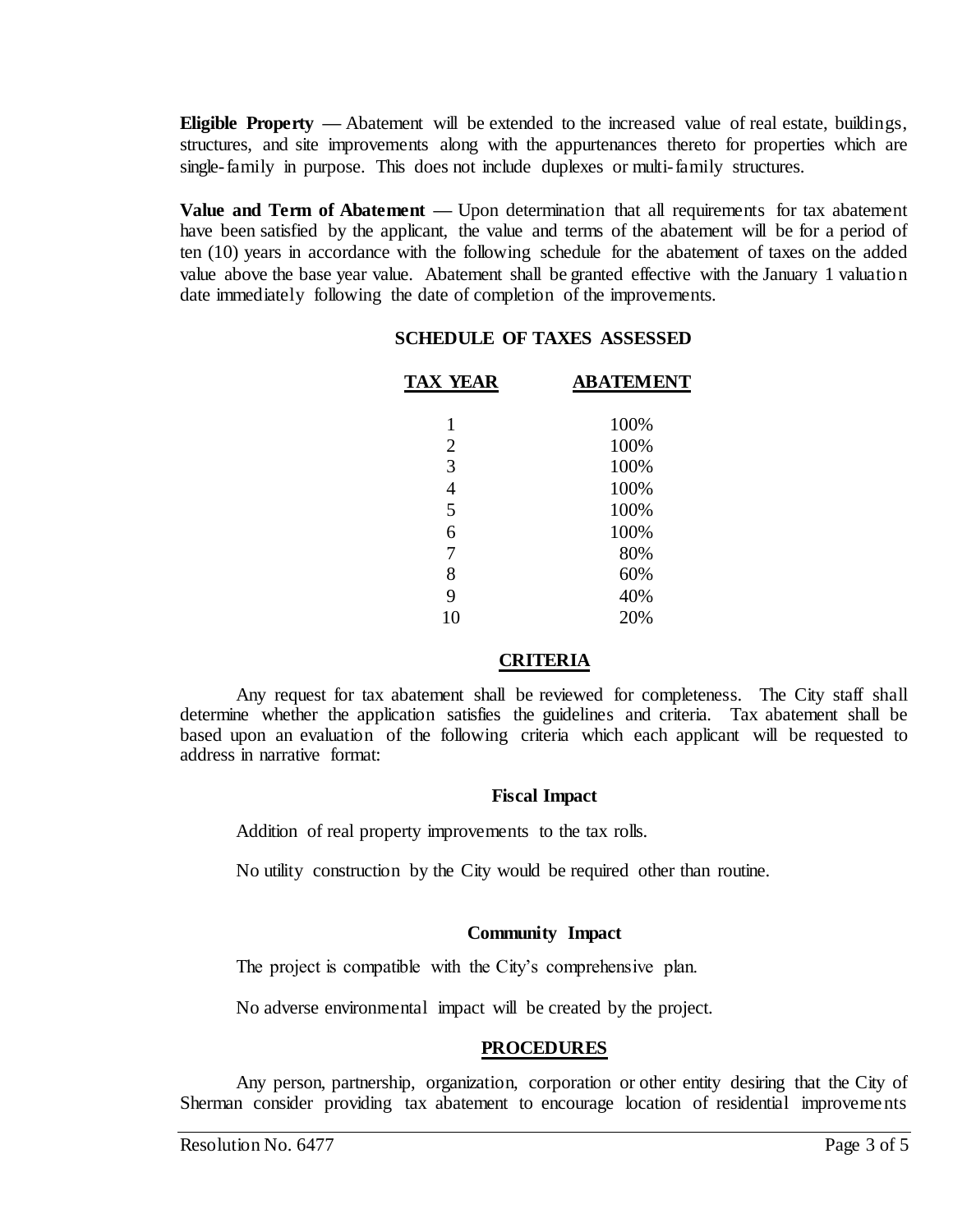**Eligible Property** — Abatement will be extended to the increased value of real estate, buildings, structures, and site improvements along with the appurtenances thereto for properties which are single-family in purpose. This does not include duplexes or multi-family structures.

**Value and Term of Abatement** — Upon determination that all requirements for tax abatement have been satisfied by the applicant, the value and terms of the abatement will be for a period of ten (10) years in accordance with the following schedule for the abatement of taxes on the added value above the base year value. Abatement shall be granted effective with the January 1 valuation date immediately following the date of completion of the improvements.

**SCHEDULE OF TAXES ASSESSED**

| TAX YEAR | ABATEMENT |
|---|---|
| 1 | 100% |
| 2 | 100% |
| 3 | 100% |
| 4 | 100% |
| 5 | 100% |
| 6 | 100% |
| 7 | 80% |
| 8 | 60% |
| 9 | 40% |
| 10 | 20% |

## CRITERIA

Any request for tax abatement shall be reviewed for completeness. The City staff shall determine whether the application satisfies the guidelines and criteria. Tax abatement shall be based upon an evaluation of the following criteria which each applicant will be requested to address in narrative format:

### Fiscal Impact

Addition of real property improvements to the tax rolls.

No utility construction by the City would be required other than routine.

### Community Impact

The project is compatible with the City's comprehensive plan.

No adverse environmental impact will be created by the project.

## PROCEDURES

Any person, partnership, organization, corporation or other entity desiring that the City of Sherman consider providing tax abatement to encourage location of residential improvements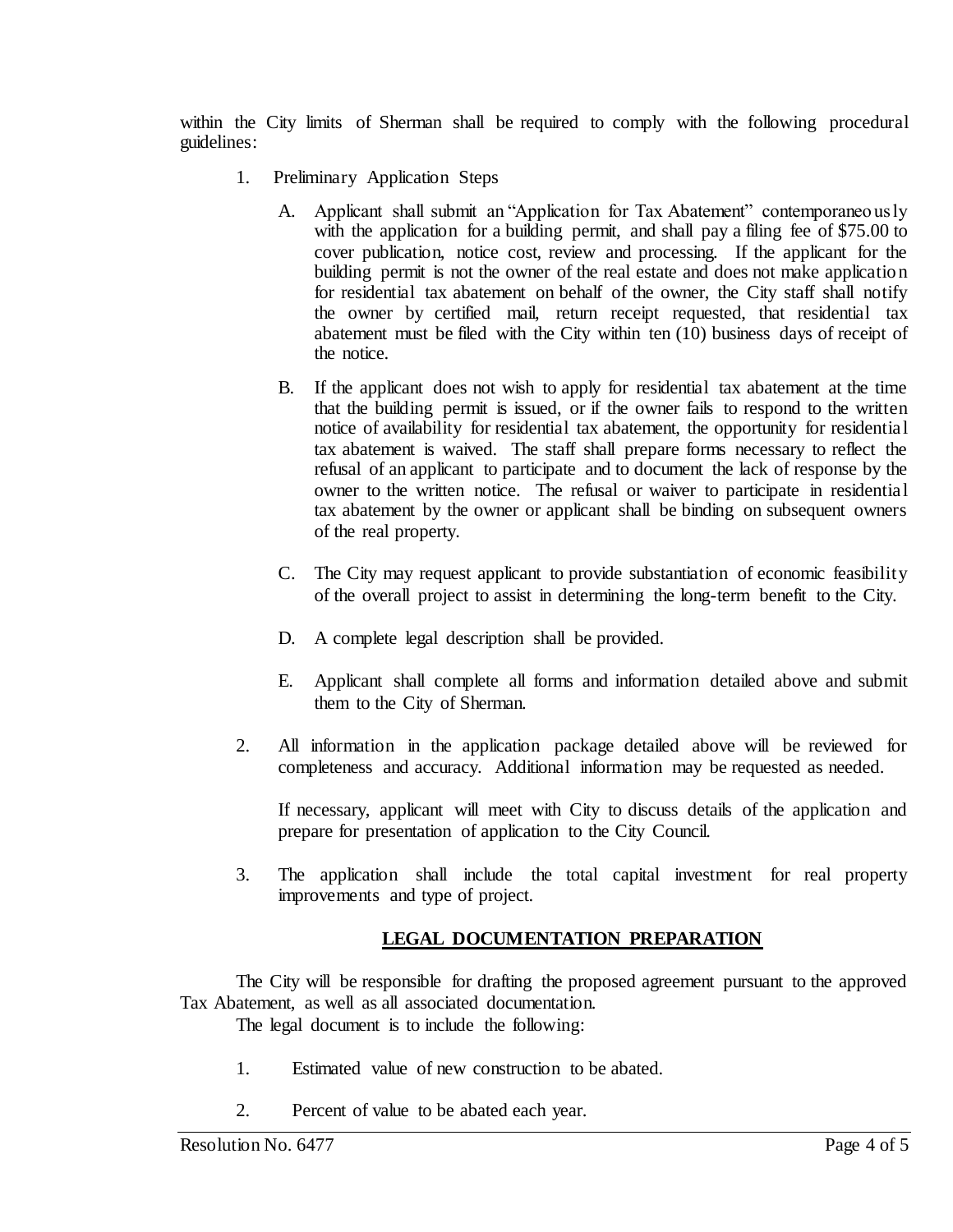within the City limits of Sherman shall be required to comply with the following procedural guidelines:

1. Preliminary Application Steps

   A. Applicant shall submit an "Application for Tax Abatement" contemporaneously with the application for a building permit, and shall pay a filing fee of $75.00 to cover publication, notice cost, review and processing. If the applicant for the building permit is not the owner of the real estate and does not make application for residential tax abatement on behalf of the owner, the City staff shall notify the owner by certified mail, return receipt requested, that residential tax abatement must be filed with the City within ten (10) business days of receipt of the notice.

   B. If the applicant does not wish to apply for residential tax abatement at the time that the building permit is issued, or if the owner fails to respond to the written notice of availability for residential tax abatement, the opportunity for residential tax abatement is waived. The staff shall prepare forms necessary to reflect the refusal of an applicant to participate and to document the lack of response by the owner to the written notice. The refusal or waiver to participate in residential tax abatement by the owner or applicant shall be binding on subsequent owners of the real property.

   C. The City may request applicant to provide substantiation of economic feasibility of the overall project to assist in determining the long-term benefit to the City.

   D. A complete legal description shall be provided.

   E. Applicant shall complete all forms and information detailed above and submit them to the City of Sherman.

2. All information in the application package detailed above will be reviewed for completeness and accuracy. Additional information may be requested as needed.

   If necessary, applicant will meet with City to discuss details of the application and prepare for presentation of application to the City Council.

3. The application shall include the total capital investment for real property improvements and type of project.

## LEGAL DOCUMENTATION PREPARATION

The City will be responsible for drafting the proposed agreement pursuant to the approved Tax Abatement, as well as all associated documentation.

The legal document is to include the following:

1. Estimated value of new construction to be abated.

2. Percent of value to be abated each year.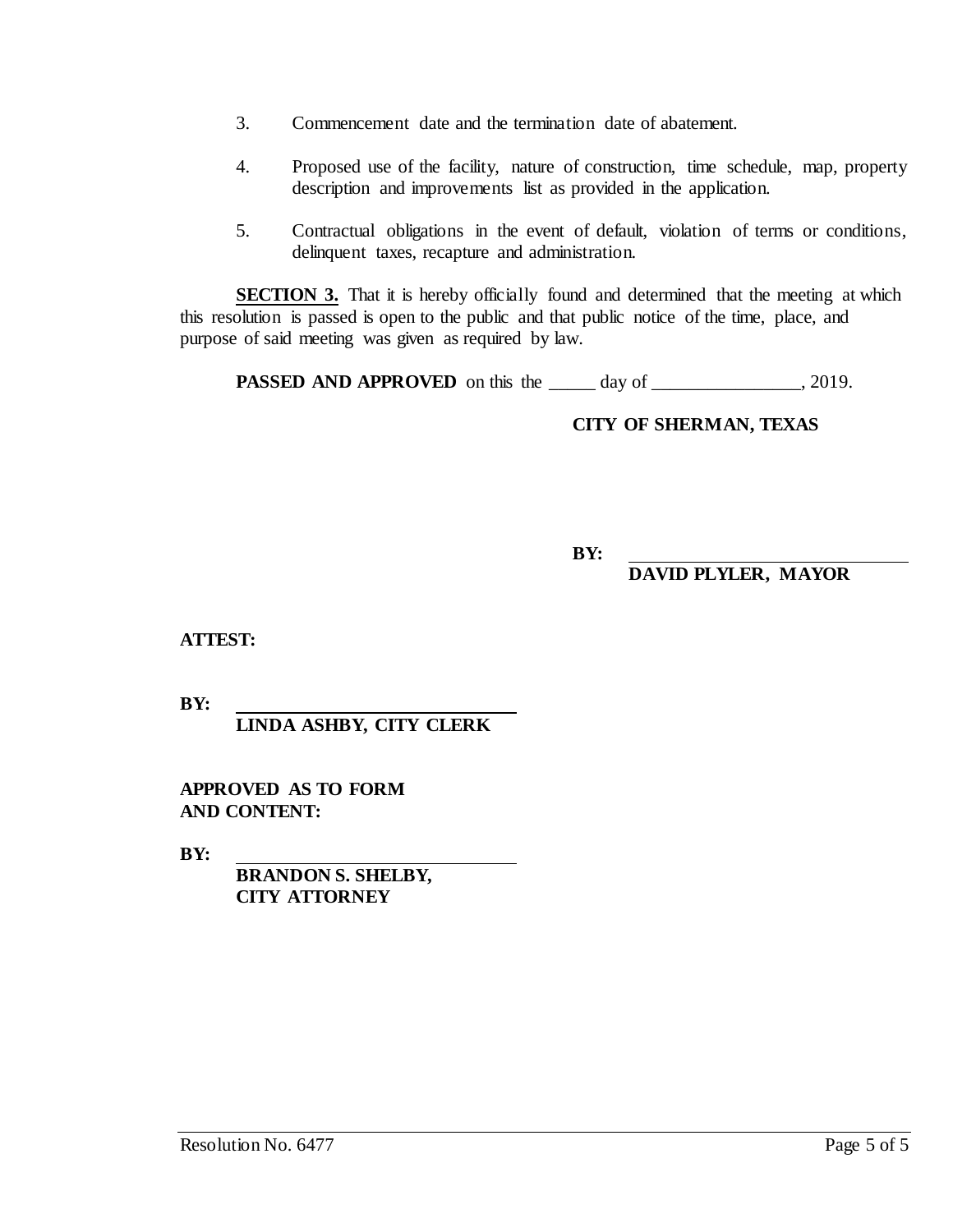3. Commencement date and the termination date of abatement.

4. Proposed use of the facility, nature of construction, time schedule, map, property description and improvements list as provided in the application.

5. Contractual obligations in the event of default, violation of terms or conditions, delinquent taxes, recapture and administration.

**SECTION 3.** That it is hereby officially found and determined that the meeting at which this resolution is passed is open to the public and that public notice of the time, place, and purpose of said meeting was given as required by law.

**PASSED AND APPROVED** on this the _____ day of ________________, 2019.

**CITY OF SHERMAN, TEXAS**

**BY:** ______________________________
**DAVID PLYLER, MAYOR**

**ATTEST:**

**BY:** ______________________________
**LINDA ASHBY, CITY CLERK**

**APPROVED AS TO FORM AND CONTENT:**

**BY:** ______________________________
**BRANDON S. SHELBY, CITY ATTORNEY**